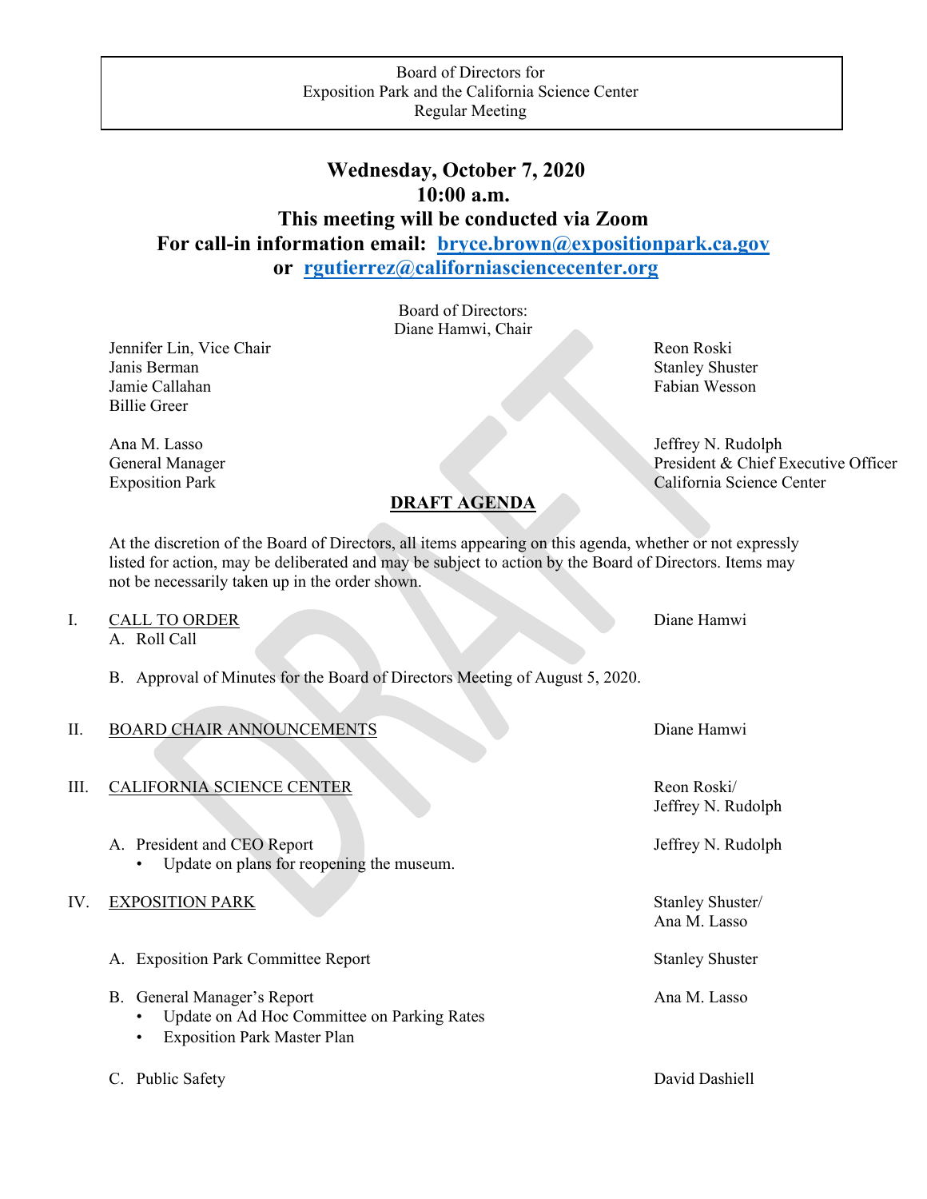Board of Directors for
Exposition Park and the California Science Center
Regular Meeting

# Wednesday, October 7, 2020
# 10:00 a.m.
## This meeting will be conducted via Zoom
## For call-in information email: [bryce.brown@expositionpark.ca.gov](mailto:bryce.brown@expositionpark.ca.gov) or [rgutierrez@californiasciencecenter.org](mailto:rgutierrez@californiasciencecenter.org)

Board of Directors:
Diane Hamwi, Chair

Jennifer Lin, Vice Chair
Janis Berman
Jamie Callahan
Billie Greer
Reon Roski
Stanley Shuster
Fabian Wesson

Ana M. Lasso
General Manager
Exposition Park

Jeffrey N. Rudolph
President & Chief Executive Officer
California Science Center

## DRAFT AGENDA

At the discretion of the Board of Directors, all items appearing on this agenda, whether or not expressly listed for action, may be deliberated and may be subject to action by the Board of Directors. Items may not be necessarily taken up in the order shown.

I. CALL TO ORDER — Diane Hamwi
   A. Roll Call
   B. Approval of Minutes for the Board of Directors Meeting of August 5, 2020.

II. BOARD CHAIR ANNOUNCEMENTS — Diane Hamwi

III. CALIFORNIA SCIENCE CENTER — Reon Roski/ Jeffrey N. Rudolph
   A. President and CEO Report — Jeffrey N. Rudolph
      - Update on plans for reopening the museum.

IV. EXPOSITION PARK — Stanley Shuster/ Ana M. Lasso
   A. Exposition Park Committee Report — Stanley Shuster
   B. General Manager's Report — Ana M. Lasso
      - Update on Ad Hoc Committee on Parking Rates
      - Exposition Park Master Plan
   C. Public Safety — David Dashiell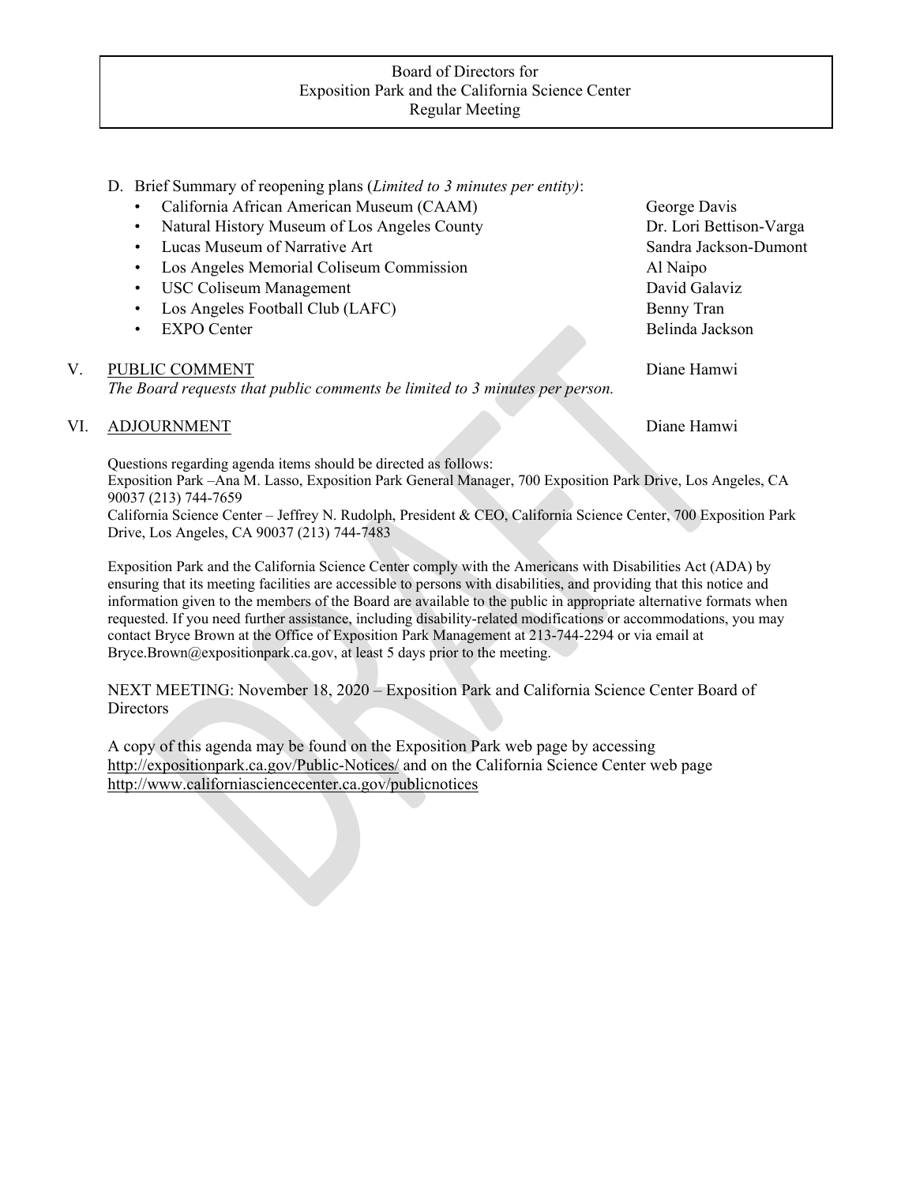Board of Directors for
Exposition Park and the California Science Center
Regular Meeting

D. Brief Summary of reopening plans (*Limited to 3 minutes per entity)*:

- California African American Museum (CAAM) — George Davis
- Natural History Museum of Los Angeles County — Dr. Lori Bettison-Varga
- Lucas Museum of Narrative Art — Sandra Jackson-Dumont
- Los Angeles Memorial Coliseum Commission — Al Naipo
- USC Coliseum Management — David Galaviz
- Los Angeles Football Club (LAFC) — Benny Tran
- EXPO Center — Belinda Jackson

V. PUBLIC COMMENT — Diane Hamwi

*The Board requests that public comments be limited to 3 minutes per person.*

VI. ADJOURNMENT — Diane Hamwi

Questions regarding agenda items should be directed as follows:
Exposition Park –Ana M. Lasso, Exposition Park General Manager, 700 Exposition Park Drive, Los Angeles, CA 90037 (213) 744-7659
California Science Center – Jeffrey N. Rudolph, President & CEO, California Science Center, 700 Exposition Park Drive, Los Angeles, CA 90037 (213) 744-7483

Exposition Park and the California Science Center comply with the Americans with Disabilities Act (ADA) by ensuring that its meeting facilities are accessible to persons with disabilities, and providing that this notice and information given to the members of the Board are available to the public in appropriate alternative formats when requested. If you need further assistance, including disability-related modifications or accommodations, you may contact Bryce Brown at the Office of Exposition Park Management at 213-744-2294 or via email at Bryce.Brown@expositionpark.ca.gov, at least 5 days prior to the meeting.

NEXT MEETING: November 18, 2020 – Exposition Park and California Science Center Board of Directors

A copy of this agenda may be found on the Exposition Park web page by accessing http://expositionpark.ca.gov/Public-Notices/ and on the California Science Center web page http://www.californiasciencecenter.ca.gov/publicnotices